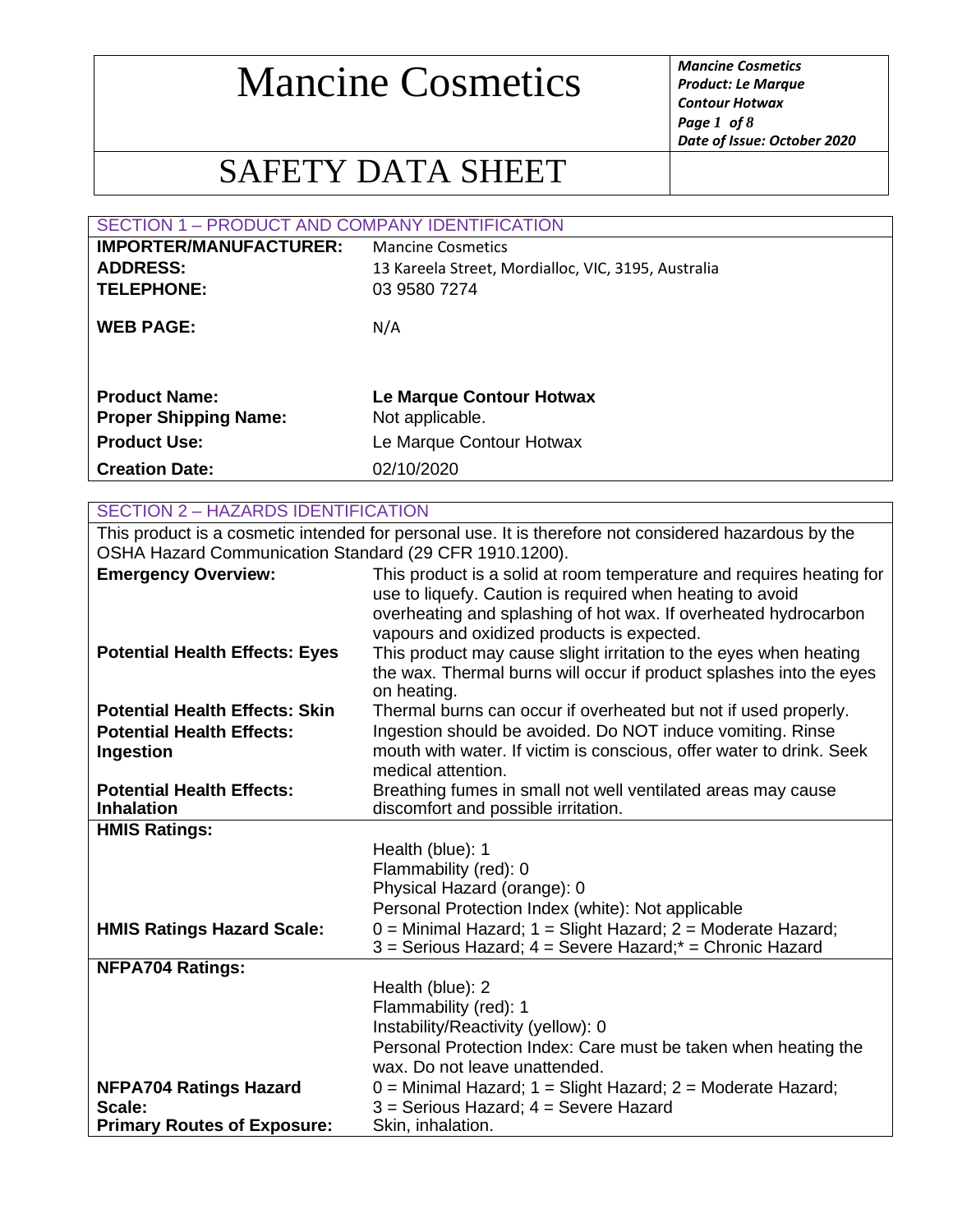# Mancine Cosmetics

## SAFETY DATA SHEET

*Mancine Cosmetics*
*Product: Le Marque Contour Hotwax*
*Date of Issue: October 2020*

### SECTION 1 – PRODUCT AND COMPANY IDENTIFICATION

| | |
|---|---|
| **IMPORTER/MANUFACTURER:** | Mancine Cosmetics |
| **ADDRESS:** | 13 Kareela Street, Mordialloc, VIC, 3195, Australia |
| **TELEPHONE:** | 03 9580 7274 |
| **WEB PAGE:** | N/A |
| **Product Name:** | **Le Marque Contour Hotwax** |
| **Proper Shipping Name:** | Not applicable. |
| **Product Use:** | Le Marque Contour Hotwax |
| **Creation Date:** | 02/10/2020 |

### SECTION 2 – HAZARDS IDENTIFICATION

This product is a cosmetic intended for personal use. It is therefore not considered hazardous by the OSHA Hazard Communication Standard (29 CFR 1910.1200).

| | |
|---|---|
| **Emergency Overview:** | This product is a solid at room temperature and requires heating for use to liquefy. Caution is required when heating to avoid overheating and splashing of hot wax. If overheated hydrocarbon vapours and oxidized products is expected. |
| **Potential Health Effects: Eyes** | This product may cause slight irritation to the eyes when heating the wax. Thermal burns will occur if product splashes into the eyes on heating. |
| **Potential Health Effects: Skin** | Thermal burns can occur if overheated but not if used properly. |
| **Potential Health Effects: Ingestion** | Ingestion should be avoided. Do NOT induce vomiting. Rinse mouth with water. If victim is conscious, offer water to drink. Seek medical attention. |
| **Potential Health Effects: Inhalation** | Breathing fumes in small not well ventilated areas may cause discomfort and possible irritation. |
| **HMIS Ratings:** | Health (blue): 1<br>Flammability (red): 0<br>Physical Hazard (orange): 0<br>Personal Protection Index (white): Not applicable |
| **HMIS Ratings Hazard Scale:** | 0 = Minimal Hazard; 1 = Slight Hazard; 2 = Moderate Hazard; 3 = Serious Hazard; 4 = Severe Hazard;* = Chronic Hazard |
| **NFPA704 Ratings:** | Health (blue): 2<br>Flammability (red): 1<br>Instability/Reactivity (yellow): 0<br>Personal Protection Index: Care must be taken when heating the wax. Do not leave unattended. |
| **NFPA704 Ratings Hazard Scale:** | 0 = Minimal Hazard; 1 = Slight Hazard; 2 = Moderate Hazard; 3 = Serious Hazard; 4 = Severe Hazard |
| **Primary Routes of Exposure:** | Skin, inhalation. |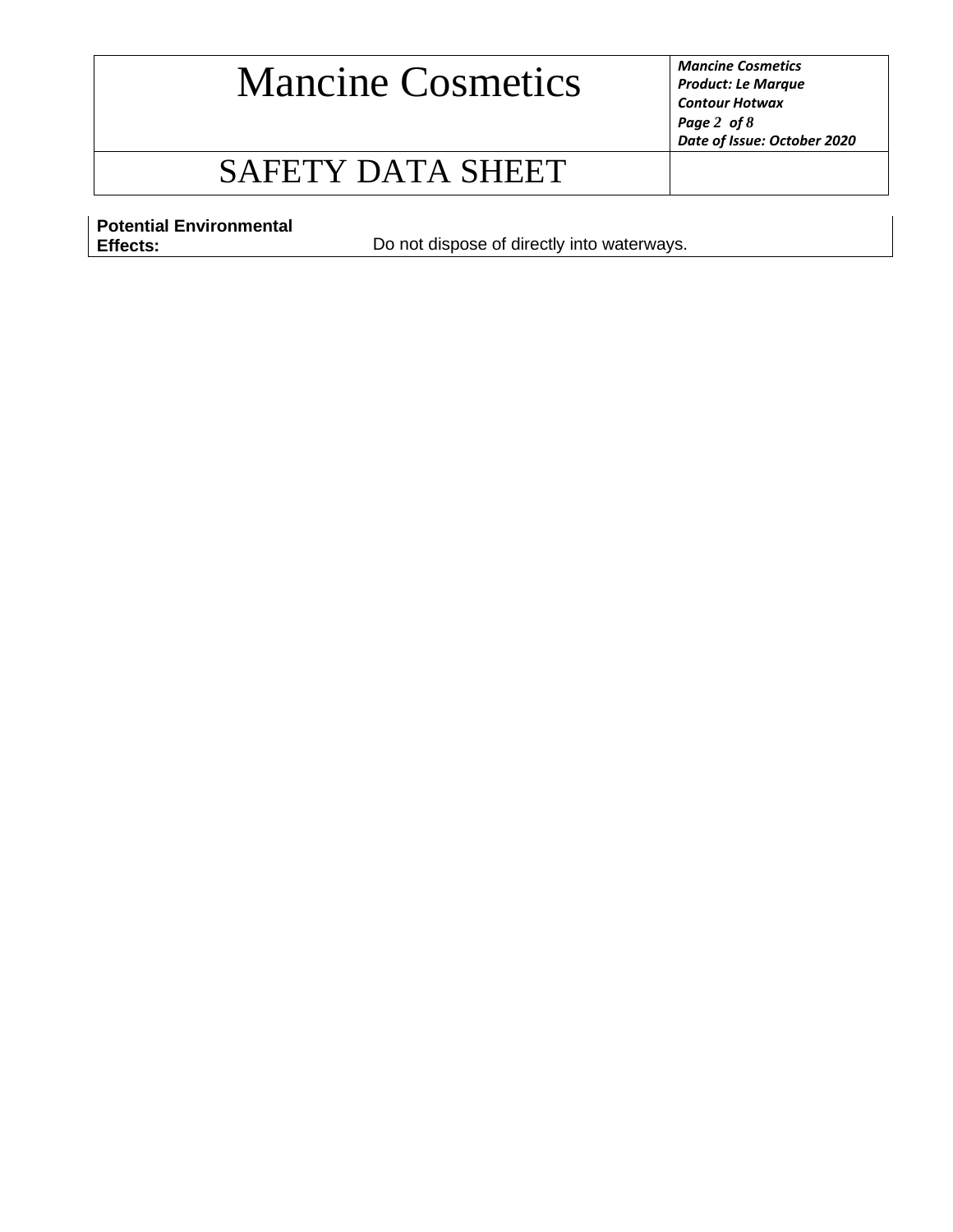| Potential Environmental Effects: | Do not dispose of directly into waterways. |
|---|---|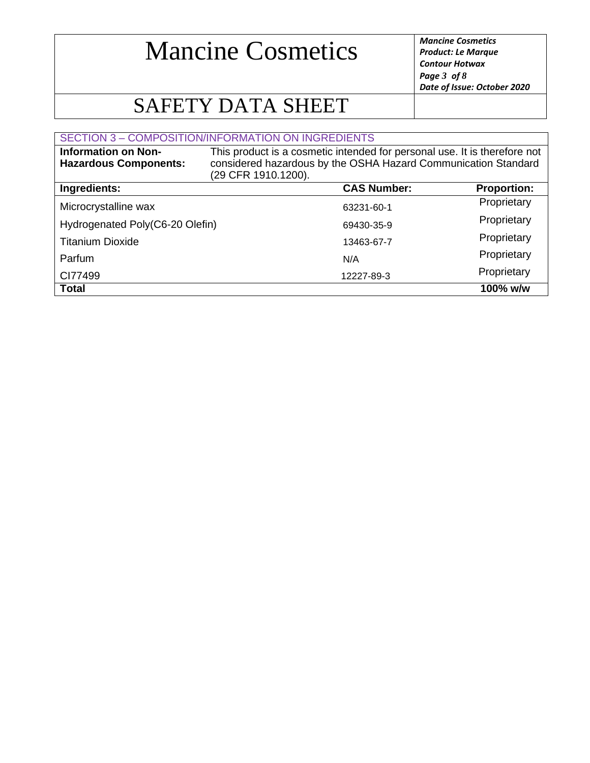# SECTION 3 – COMPOSITION/INFORMATION ON INGREDIENTS

**Information on Non-Hazardous Components:** This product is a cosmetic intended for personal use. It is therefore not considered hazardous by the OSHA Hazard Communication Standard (29 CFR 1910.1200).

| Ingredients: | CAS Number: | Proportion: |
|---|---|---|
| Microcrystalline wax | 63231-60-1 | Proprietary |
| Hydrogenated Poly(C6-20 Olefin) | 69430-35-9 | Proprietary |
| Titanium Dioxide | 13463-67-7 | Proprietary |
| Parfum | N/A | Proprietary |
| CI77499 | 12227-89-3 | Proprietary |
| **Total** | | **100% w/w** |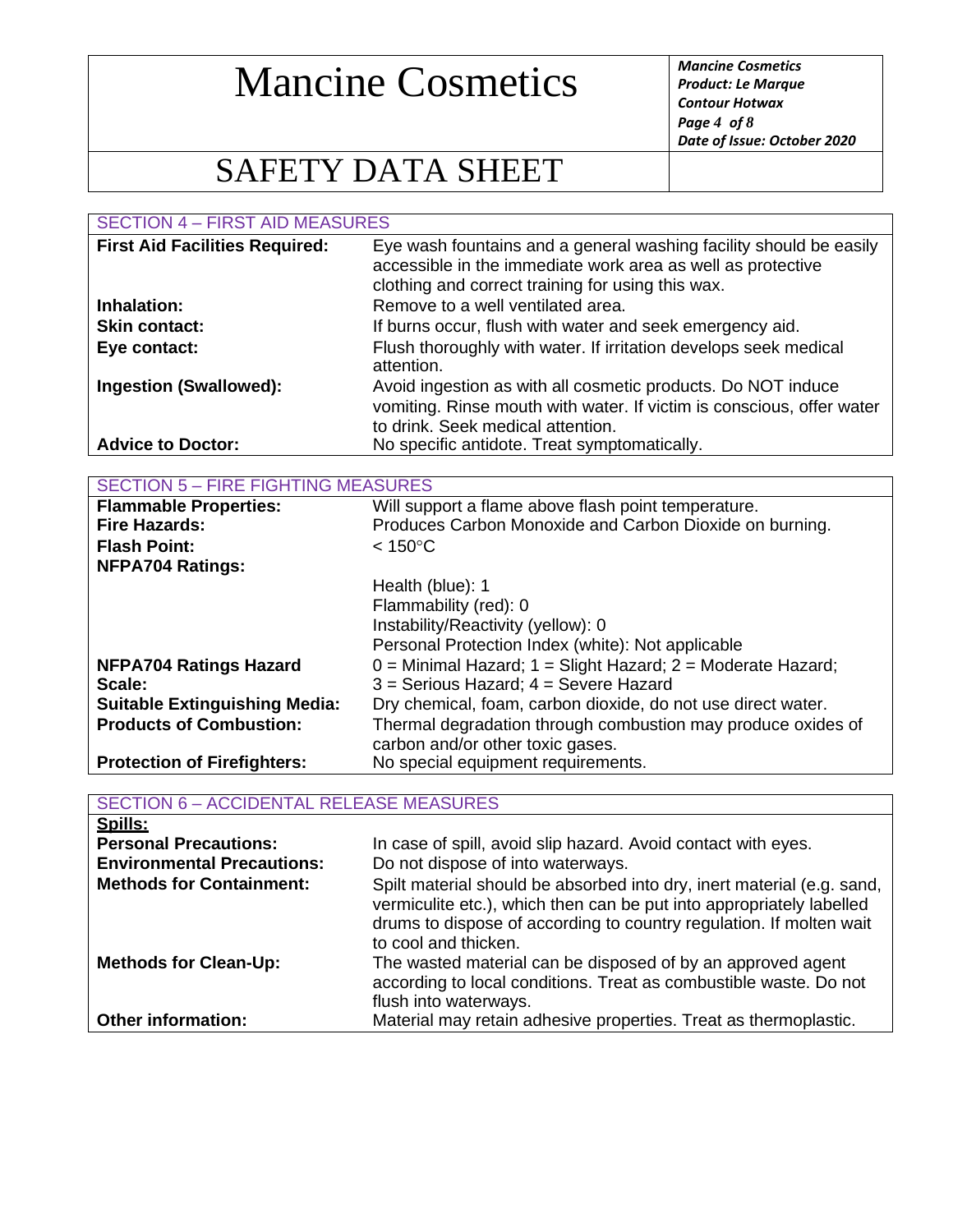# Mancine Cosmetics

# SAFETY DATA SHEET

## SECTION 4 – FIRST AID MEASURES

| | |
|---|---|
| **First Aid Facilities Required:** | Eye wash fountains and a general washing facility should be easily accessible in the immediate work area as well as protective clothing and correct training for using this wax. |
| **Inhalation:** | Remove to a well ventilated area. |
| **Skin contact:** | If burns occur, flush with water and seek emergency aid. |
| **Eye contact:** | Flush thoroughly with water. If irritation develops seek medical attention. |
| **Ingestion (Swallowed):** | Avoid ingestion as with all cosmetic products. Do NOT induce vomiting. Rinse mouth with water. If victim is conscious, offer water to drink. Seek medical attention. |
| **Advice to Doctor:** | No specific antidote. Treat symptomatically. |

## SECTION 5 – FIRE FIGHTING MEASURES

| | |
|---|---|
| **Flammable Properties:** | Will support a flame above flash point temperature. |
| **Fire Hazards:** | Produces Carbon Monoxide and Carbon Dioxide on burning. |
| **Flash Point:** | < 150°C |
| **NFPA704 Ratings:** | Health (blue): 1<br>Flammability (red): 0<br>Instability/Reactivity (yellow): 0<br>Personal Protection Index (white): Not applicable |
| **NFPA704 Ratings Hazard Scale:** | 0 = Minimal Hazard; 1 = Slight Hazard; 2 = Moderate Hazard; 3 = Serious Hazard; 4 = Severe Hazard |
| **Suitable Extinguishing Media:** | Dry chemical, foam, carbon dioxide, do not use direct water. |
| **Products of Combustion:** | Thermal degradation through combustion may produce oxides of carbon and/or other toxic gases. |
| **Protection of Firefighters:** | No special equipment requirements. |

## SECTION 6 – ACCIDENTAL RELEASE MEASURES

**Spills:**

| | |
|---|---|
| **Personal Precautions:** | In case of spill, avoid slip hazard. Avoid contact with eyes. |
| **Environmental Precautions:** | Do not dispose of into waterways. |
| **Methods for Containment:** | Spilt material should be absorbed into dry, inert material (e.g. sand, vermiculite etc.), which then can be put into appropriately labelled drums to dispose of according to country regulation. If molten wait to cool and thicken. |
| **Methods for Clean-Up:** | The wasted material can be disposed of by an approved agent according to local conditions. Treat as combustible waste. Do not flush into waterways. |
| **Other information:** | Material may retain adhesive properties. Treat as thermoplastic. |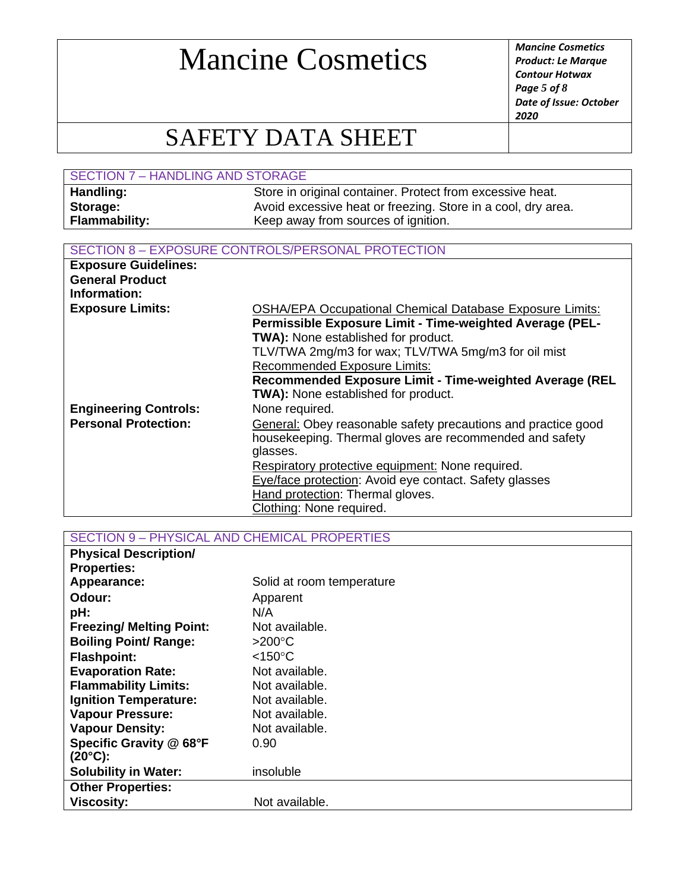# Mancine Cosmetics

# SAFETY DATA SHEET

## SECTION 7 – HANDLING AND STORAGE

| | |
|---|---|
| **Handling:** | Store in original container. Protect from excessive heat. |
| **Storage:** | Avoid excessive heat or freezing. Store in a cool, dry area. |
| **Flammability:** | Keep away from sources of ignition. |

## SECTION 8 – EXPOSURE CONTROLS/PERSONAL PROTECTION

| | |
|---|---|
| **Exposure Guidelines:** | |
| **General Product Information:** | |
| **Exposure Limits:** | OSHA/EPA Occupational Chemical Database Exposure Limits:<br>**Permissible Exposure Limit - Time-weighted Average (PEL-TWA):** None established for product.<br>TLV/TWA 2mg/m3 for wax; TLV/TWA 5mg/m3 for oil mist<br>Recommended Exposure Limits:<br>**Recommended Exposure Limit - Time-weighted Average (REL TWA):** None established for product. |
| **Engineering Controls:** | None required. |
| **Personal Protection:** | General: Obey reasonable safety precautions and practice good housekeeping. Thermal gloves are recommended and safety glasses.<br>Respiratory protective equipment: None required.<br>Eye/face protection: Avoid eye contact. Safety glasses<br>Hand protection: Thermal gloves.<br>Clothing: None required. |

## SECTION 9 – PHYSICAL AND CHEMICAL PROPERTIES

| | |
|---|---|
| **Physical Description/ Properties:** | |
| **Appearance:** | Solid at room temperature |
| **Odour:** | Apparent |
| **pH:** | N/A |
| **Freezing/ Melting Point:** | Not available. |
| **Boiling Point/ Range:** | >200°C |
| **Flashpoint:** | <150°C |
| **Evaporation Rate:** | Not available. |
| **Flammability Limits:** | Not available. |
| **Ignition Temperature:** | Not available. |
| **Vapour Pressure:** | Not available. |
| **Vapour Density:** | Not available. |
| **Specific Gravity @ 68°F (20°C):** | 0.90 |
| **Solubility in Water:** | insoluble |
| **Other Properties:** | |
| **Viscosity:** | Not available. |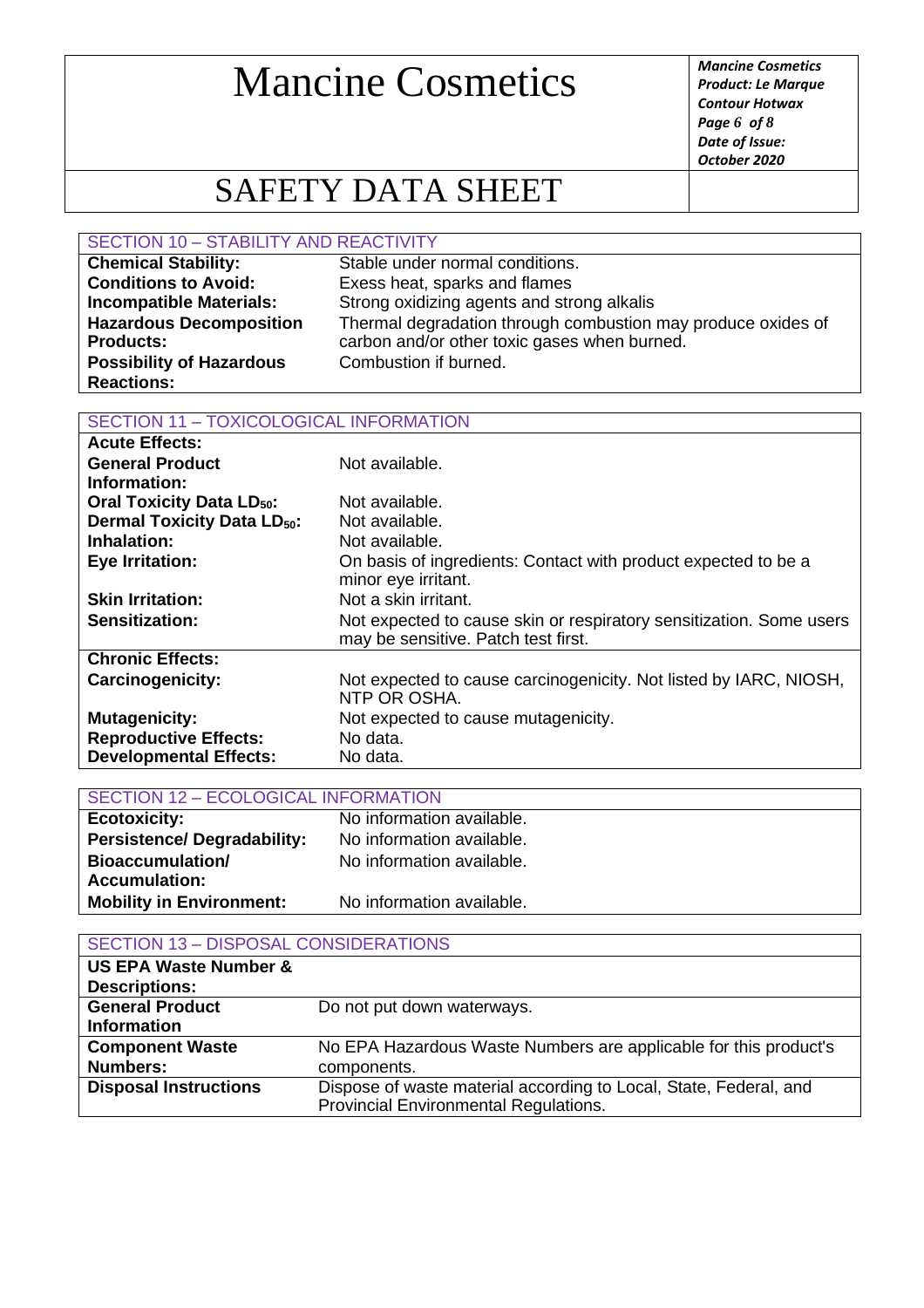| SECTION 10 – STABILITY AND REACTIVITY | |
|---|---|
| **Chemical Stability:** | Stable under normal conditions. |
| **Conditions to Avoid:** | Exess heat, sparks and flames |
| **Incompatible Materials:** | Strong oxidizing agents and strong alkalis |
| **Hazardous Decomposition Products:** | Thermal degradation through combustion may produce oxides of carbon and/or other toxic gases when burned. |
| **Possibility of Hazardous Reactions:** | Combustion if burned. |

| SECTION 11 – TOXICOLOGICAL INFORMATION | |
|---|---|
| **Acute Effects:** | |
| **General Product Information:** | Not available. |
| **Oral Toxicity Data $LD_{50}$:** | Not available. |
| **Dermal Toxicity Data $LD_{50}$:** | Not available. |
| **Inhalation:** | Not available. |
| **Eye Irritation:** | On basis of ingredients: Contact with product expected to be a minor eye irritant. |
| **Skin Irritation:** | Not a skin irritant. |
| **Sensitization:** | Not expected to cause skin or respiratory sensitization. Some users may be sensitive. Patch test first. |
| **Chronic Effects:** | |
| **Carcinogenicity:** | Not expected to cause carcinogenicity. Not listed by IARC, NIOSH, NTP OR OSHA. |
| **Mutagenicity:** | Not expected to cause mutagenicity. |
| **Reproductive Effects:** | No data. |
| **Developmental Effects:** | No data. |

| SECTION 12 – ECOLOGICAL INFORMATION | |
|---|---|
| **Ecotoxicity:** | No information available. |
| **Persistence/ Degradability:** | No information available. |
| **Bioaccumulation/ Accumulation:** | No information available. |
| **Mobility in Environment:** | No information available. |

| SECTION 13 – DISPOSAL CONSIDERATIONS | |
|---|---|
| **US EPA Waste Number & Descriptions:** | |
| **General Product Information** | Do not put down waterways. |
| **Component Waste Numbers:** | No EPA Hazardous Waste Numbers are applicable for this product's components. |
| **Disposal Instructions** | Dispose of waste material according to Local, State, Federal, and Provincial Environmental Regulations. |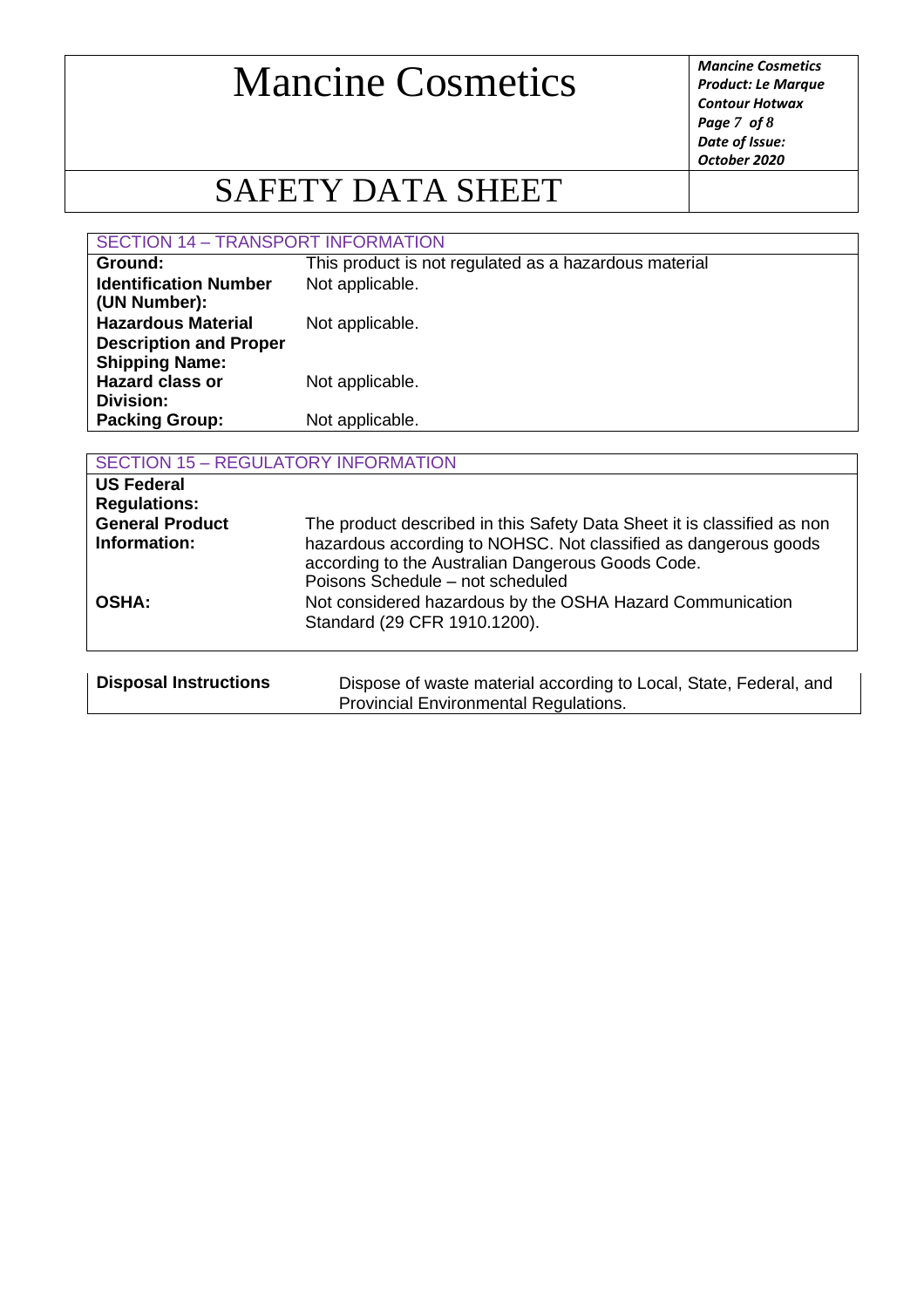## SECTION 14 – TRANSPORT INFORMATION

| | |
|---|---|
| **Ground:** | This product is not regulated as a hazardous material |
| **Identification Number (UN Number):** | Not applicable. |
| **Hazardous Material Description and Proper Shipping Name:** | Not applicable. |
| **Hazard class or Division:** | Not applicable. |
| **Packing Group:** | Not applicable. |

## SECTION 15 – REGULATORY INFORMATION

| | |
|---|---|
| **US Federal Regulations:** | |
| **General Product Information:** | The product described in this Safety Data Sheet it is classified as non hazardous according to NOHSC. Not classified as dangerous goods according to the Australian Dangerous Goods Code. Poisons Schedule – not scheduled |
| **OSHA:** | Not considered hazardous by the OSHA Hazard Communication Standard (29 CFR 1910.1200). |

| | |
|---|---|
| **Disposal Instructions** | Dispose of waste material according to Local, State, Federal, and Provincial Environmental Regulations. |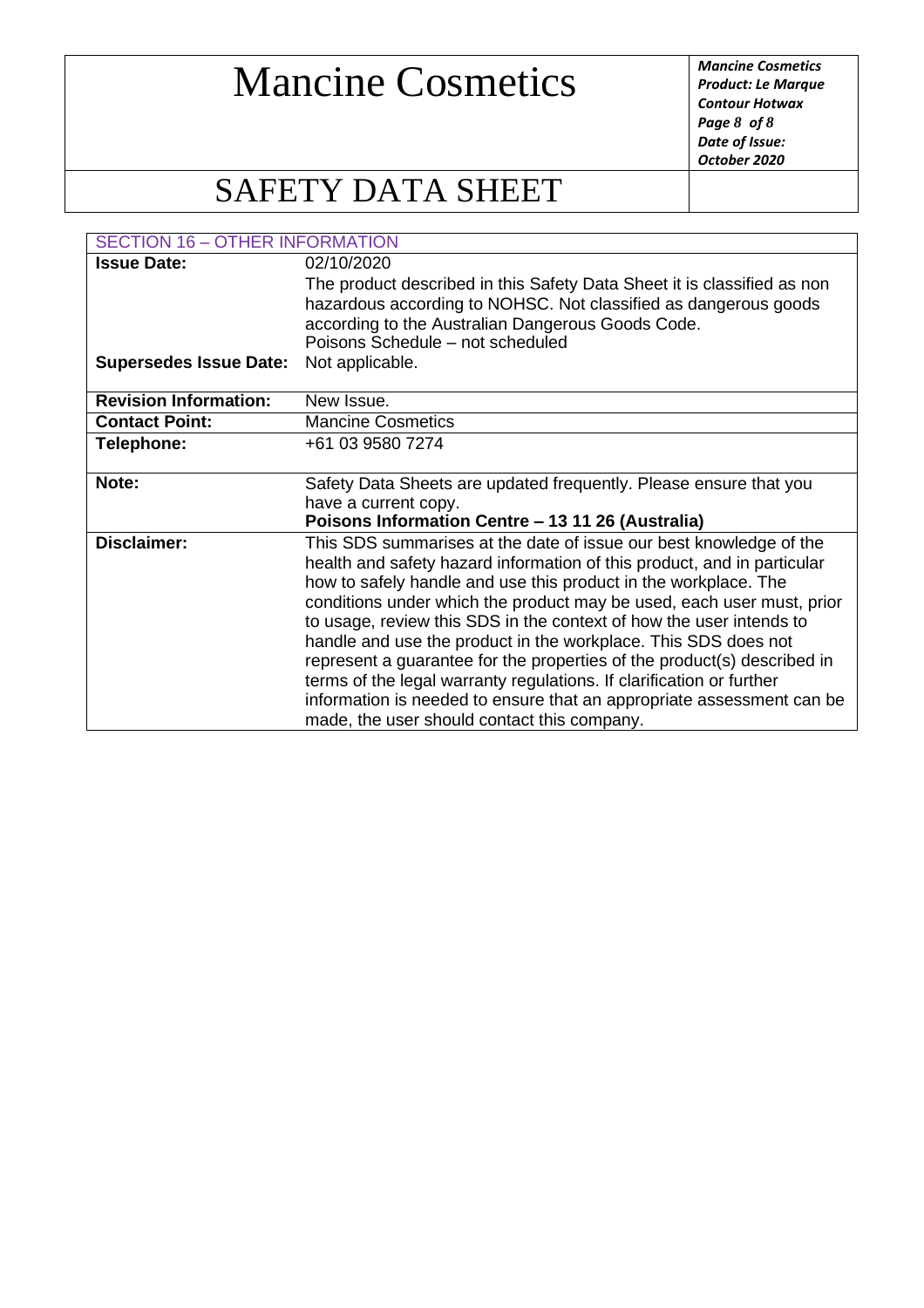# Mancine Cosmetics

## SAFETY DATA SHEET

| SECTION 16 – OTHER INFORMATION | |
| --- | --- |
| **Issue Date:** | 02/10/2020<br>The product described in this Safety Data Sheet it is classified as non hazardous according to NOHSC. Not classified as dangerous goods according to the Australian Dangerous Goods Code.<br>Poisons Schedule – not scheduled |
| **Supersedes Issue Date:** | Not applicable. |
| **Revision Information:** | New Issue. |
| **Contact Point:** | Mancine Cosmetics |
| **Telephone:** | +61 03 9580 7274 |
| **Note:** | Safety Data Sheets are updated frequently. Please ensure that you have a current copy.<br>**Poisons Information Centre – 13 11 26 (Australia)** |
| **Disclaimer:** | This SDS summarises at the date of issue our best knowledge of the health and safety hazard information of this product, and in particular how to safely handle and use this product in the workplace. The conditions under which the product may be used, each user must, prior to usage, review this SDS in the context of how the user intends to handle and use the product in the workplace. This SDS does not represent a guarantee for the properties of the product(s) described in terms of the legal warranty regulations. If clarification or further information is needed to ensure that an appropriate assessment can be made, the user should contact this company. |